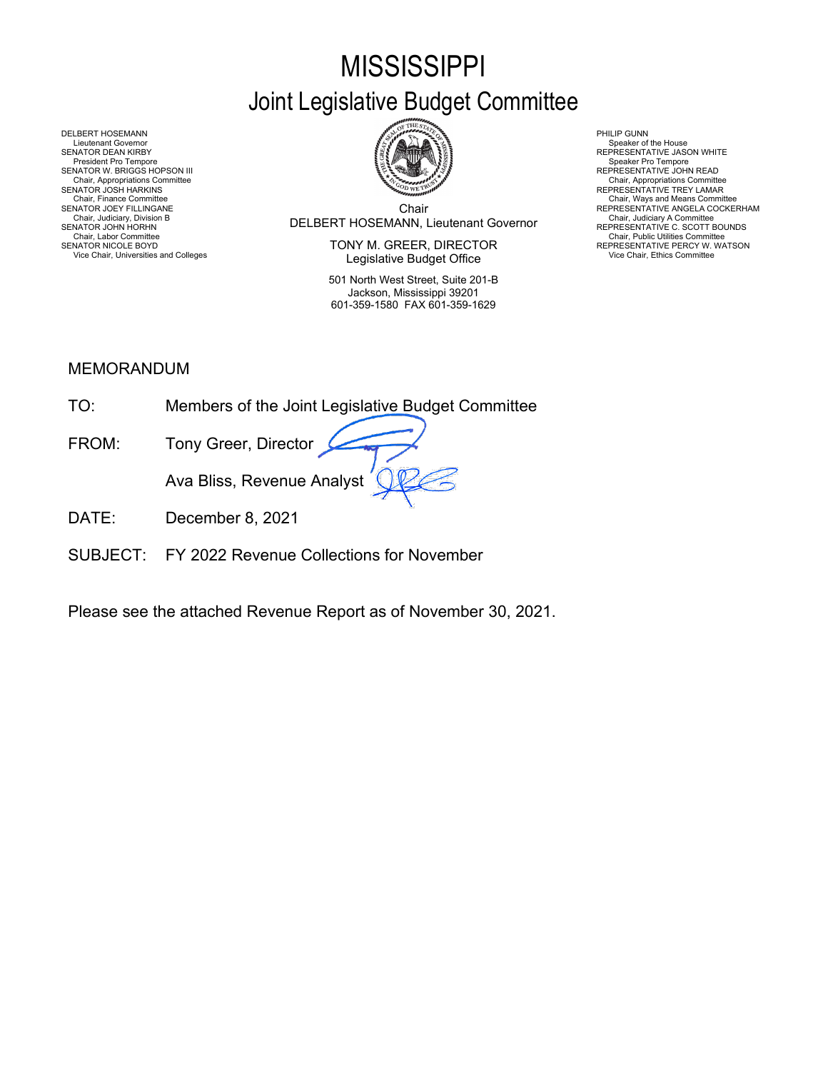# MISSISSIPPI

## Joint Legislative Budget Committee

DELBERT HOSEMANN
Lieutenant Governor
SENATOR DEAN KIRBY
President Pro Tempore
SENATOR W. BRIGGS HOPSON III
Chair, Appropriations Committee
SENATOR JOSH HARKINS
Chair, Finance Committee
SENATOR JOEY FILLINGANE
Chair, Judiciary, Division B
SENATOR JOHN HORHN
Chair, Labor Committee
SENATOR NICOLE BOYD
Vice Chair, Universities and Colleges

Chair
DELBERT HOSEMANN, Lieutenant Governor

TONY M. GREER, DIRECTOR
Legislative Budget Office

501 North West Street, Suite 201-B
Jackson, Mississippi 39201
601-359-1580 FAX 601-359-1629

PHILIP GUNN
Speaker of the House
REPRESENTATIVE JASON WHITE
Speaker Pro Tempore
REPRESENTATIVE JOHN READ
Chair, Appropriations Committee
REPRESENTATIVE TREY LAMAR
Chair, Ways and Means Committee
REPRESENTATIVE ANGELA COCKERHAM
Chair, Judiciary A Committee
REPRESENTATIVE C. SCOTT BOUNDS
Chair, Public Utilities Committee
REPRESENTATIVE PERCY W. WATSON
Vice Chair, Ethics Committee

MEMORANDUM

TO: Members of the Joint Legislative Budget Committee

FROM: Tony Greer, Director

Ava Bliss, Revenue Analyst

DATE: December 8, 2021

SUBJECT: FY 2022 Revenue Collections for November

Please see the attached Revenue Report as of November 30, 2021.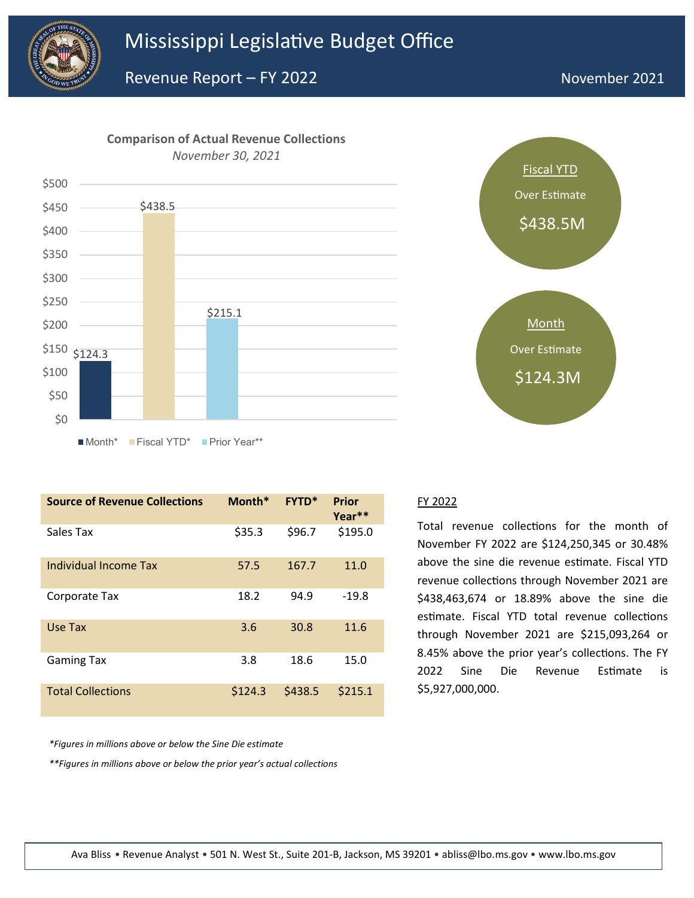# Mississippi Legislative Budget Office

## Revenue Report – FY 2022

November 2021

**Comparison of Actual Revenue Collections**
*November 30, 2021*

| | Month* | Fiscal YTD* | Prior Year** |
|---|---|---|---|
| Amount | $124.3 | $438.5 | $215.1 |

Fiscal YTD
Over Estimate
$438.5M

Month
Over Estimate
$124.3M

| Source of Revenue Collections | Month* | FYTD* | Prior Year** |
|---|---|---|---|
| Sales Tax | $35.3 | $96.7 | $195.0 |
| Individual Income Tax | 57.5 | 167.7 | 11.0 |
| Corporate Tax | 18.2 | 94.9 | -19.8 |
| Use Tax | 3.6 | 30.8 | 11.6 |
| Gaming Tax | 3.8 | 18.6 | 15.0 |
| Total Collections | $124.3 | $438.5 | $215.1 |

*\*Figures in millions above or below the Sine Die estimate*

*\*\*Figures in millions above or below the prior year's actual collections*

### FY 2022

Total revenue collections for the month of November FY 2022 are $124,250,345 or 30.48% above the sine die revenue estimate. Fiscal YTD revenue collections through November 2021 are $438,463,674 or 18.89% above the sine die estimate. Fiscal YTD total revenue collections through November 2021 are $215,093,264 or 8.45% above the prior year's collections. The FY 2022 Sine Die Revenue Estimate is $5,927,000,000.

Ava Bliss • Revenue Analyst • 501 N. West St., Suite 201-B, Jackson, MS 39201 • abliss@lbo.ms.gov • www.lbo.ms.gov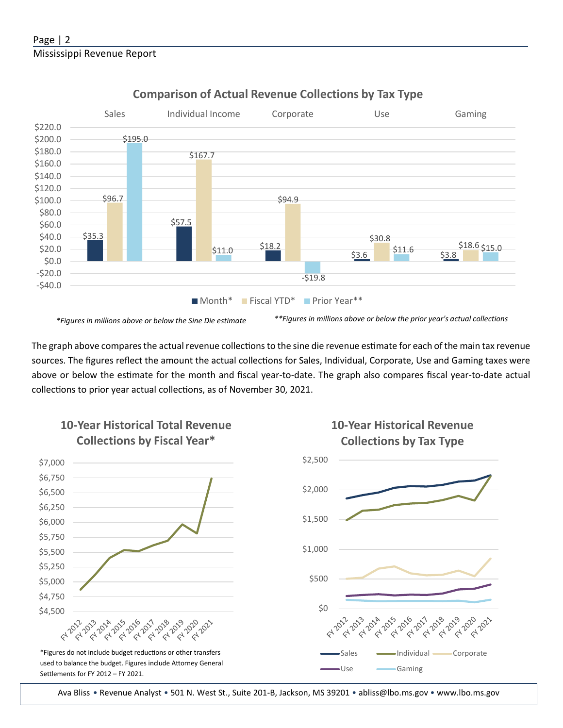## Comparison of Actual Revenue Collections by Tax Type

| | Month* | Fiscal YTD* | Prior Year** |
|---|---|---|---|
| Sales | $35.3 | $96.7 | $195.0 |
| Individual Income | $57.5 | $167.7 | $11.0 |
| Corporate | $18.2 | $94.9 | -$19.8 |
| Use | $3.6 | $30.8 | $11.6 |
| Gaming | $3.8 | $18.6 | $15.0 |

*Figures in millions above or below the Sine Die estimate*

***Figures in millions above or below the prior year's actual collections*

The graph above compares the actual revenue collections to the sine die revenue estimate for each of the main tax revenue sources. The figures reflect the amount the actual collections for Sales, Individual, Corporate, Use and Gaming taxes were above or below the estimate for the month and fiscal year-to-date. The graph also compares fiscal year-to-date actual collections to prior year actual collections, as of November 30, 2021.

## 10-Year Historical Total Revenue Collections by Fiscal Year*

*Figures do not include budget reductions or other transfers used to balance the budget. Figures include Attorney General Settlements for FY 2012 – FY 2021.

## 10-Year Historical Revenue Collections by Tax Type

Sales, Individual, Corporate, Use, Gaming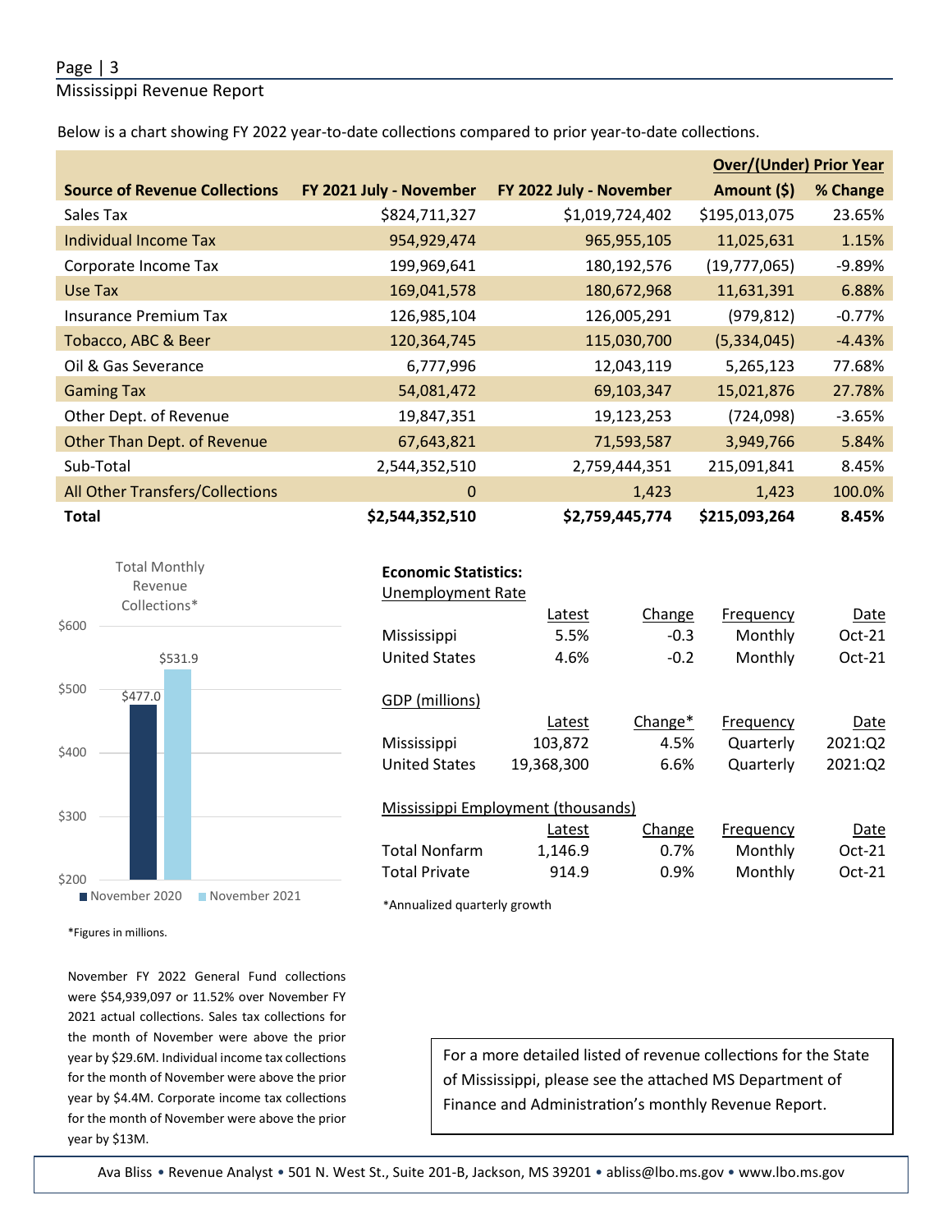Below is a chart showing FY 2022 year-to-date collections compared to prior year-to-date collections.

| Source of Revenue Collections | FY 2021 July - November | FY 2022 July - November | Over/(Under) Prior Year Amount ($) | % Change |
|---|---|---|---|---|
| Sales Tax | $824,711,327 | $1,019,724,402 | $195,013,075 | 23.65% |
| Individual Income Tax | 954,929,474 | 965,955,105 | 11,025,631 | 1.15% |
| Corporate Income Tax | 199,969,641 | 180,192,576 | (19,777,065) | -9.89% |
| Use Tax | 169,041,578 | 180,672,968 | 11,631,391 | 6.88% |
| Insurance Premium Tax | 126,985,104 | 126,005,291 | (979,812) | -0.77% |
| Tobacco, ABC & Beer | 120,364,745 | 115,030,700 | (5,334,045) | -4.43% |
| Oil & Gas Severance | 6,777,996 | 12,043,119 | 5,265,123 | 77.68% |
| Gaming Tax | 54,081,472 | 69,103,347 | 15,021,876 | 27.78% |
| Other Dept. of Revenue | 19,847,351 | 19,123,253 | (724,098) | -3.65% |
| Other Than Dept. of Revenue | 67,643,821 | 71,593,587 | 3,949,766 | 5.84% |
| Sub-Total | 2,544,352,510 | 2,759,444,351 | 215,091,841 | 8.45% |
| All Other Transfers/Collections | 0 | 1,423 | 1,423 | 100.0% |
| **Total** | **$2,544,352,510** | **$2,759,445,774** | **$215,093,264** | **8.45%** |

Total Monthly Revenue Collections*

| | November 2020 | November 2021 |
|---|---|---|
| Total Monthly Revenue Collections | $477.0 | $531.9 |

*Figures in millions.

November FY 2022 General Fund collections were $54,939,097 or 11.52% over November FY 2021 actual collections. Sales tax collections for the month of November were above the prior year by $29.6M. Individual income tax collections for the month of November were above the prior year by $4.4M. Corporate income tax collections for the month of November were above the prior year by $13M.

**Economic Statistics:**

Unemployment Rate

| | Latest | Change | Frequency | Date |
|---|---|---|---|---|
| Mississippi | 5.5% | -0.3 | Monthly | Oct-21 |
| United States | 4.6% | -0.2 | Monthly | Oct-21 |

GDP (millions)

| | Latest | Change* | Frequency | Date |
|---|---|---|---|---|
| Mississippi | 103,872 | 4.5% | Quarterly | 2021:Q2 |
| United States | 19,368,300 | 6.6% | Quarterly | 2021:Q2 |

Mississippi Employment (thousands)

| | Latest | Change | Frequency | Date |
|---|---|---|---|---|
| Total Nonfarm | 1,146.9 | 0.7% | Monthly | Oct-21 |
| Total Private | 914.9 | 0.9% | Monthly | Oct-21 |

*Annualized quarterly growth

For a more detailed listed of revenue collections for the State of Mississippi, please see the attached MS Department of Finance and Administration's monthly Revenue Report.

Ava Bliss • Revenue Analyst • 501 N. West St., Suite 201-B, Jackson, MS 39201 • abliss@lbo.ms.gov • www.lbo.ms.gov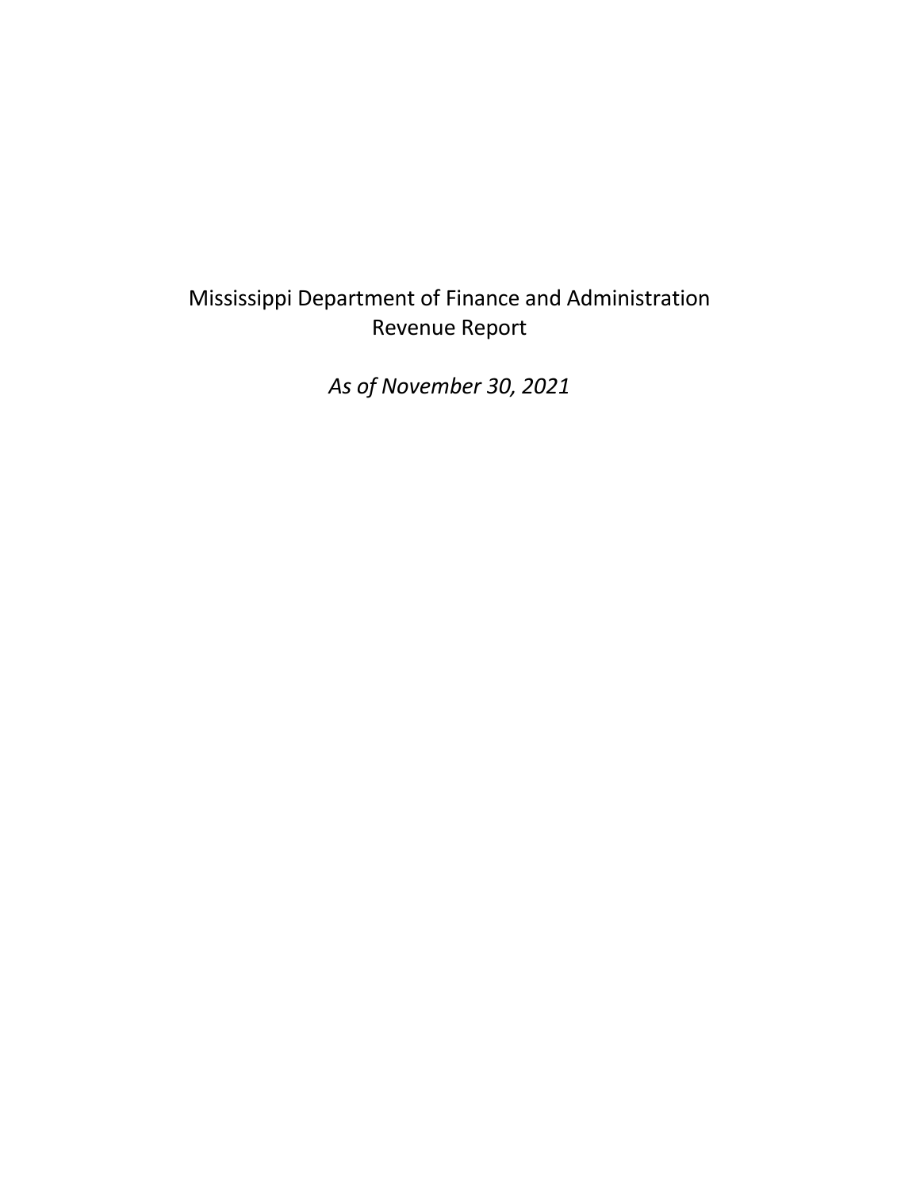Mississippi Department of Finance and Administration
Revenue Report

*As of November 30, 2021*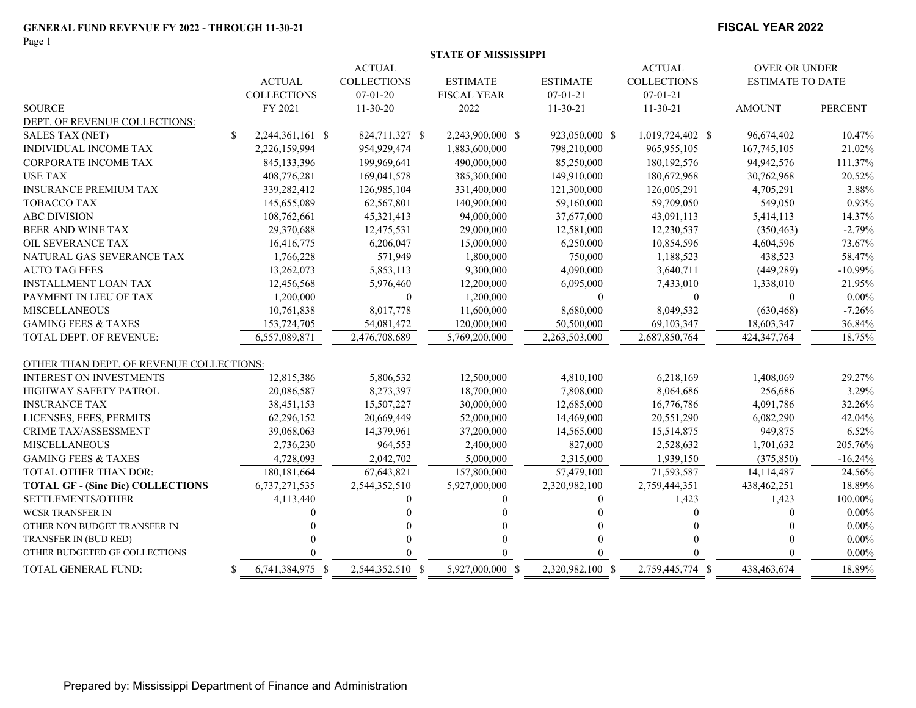**GENERAL FUND REVENUE FY 2022 - THROUGH 11-30-21**

**FISCAL YEAR 2022**

**STATE OF MISSISSIPPI**

| SOURCE | ACTUAL COLLECTIONS FY 2021 | ACTUAL COLLECTIONS 07-01-20 11-30-20 | ESTIMATE FISCAL YEAR 2022 | ESTIMATE 07-01-21 11-30-21 | ACTUAL COLLECTIONS 07-01-21 11-30-21 | OVER OR UNDER ESTIMATE TO DATE AMOUNT | PERCENT |
|---|---|---|---|---|---|---|---|
| DEPT. OF REVENUE COLLECTIONS: | | | | | | | |
| SALES TAX (NET) | $ 2,244,361,161 | $ 824,711,327 | $ 2,243,900,000 | $ 923,050,000 | $ 1,019,724,402 | $ 96,674,402 | 10.47% |
| INDIVIDUAL INCOME TAX | 2,226,159,994 | 954,929,474 | 1,883,600,000 | 798,210,000 | 965,955,105 | 167,745,105 | 21.02% |
| CORPORATE INCOME TAX | 845,133,396 | 199,969,641 | 490,000,000 | 85,250,000 | 180,192,576 | 94,942,576 | 111.37% |
| USE TAX | 408,776,281 | 169,041,578 | 385,300,000 | 149,910,000 | 180,672,968 | 30,762,968 | 20.52% |
| INSURANCE PREMIUM TAX | 339,282,412 | 126,985,104 | 331,400,000 | 121,300,000 | 126,005,291 | 4,705,291 | 3.88% |
| TOBACCO TAX | 145,655,089 | 62,567,801 | 140,900,000 | 59,160,000 | 59,709,050 | 549,050 | 0.93% |
| ABC DIVISION | 108,762,661 | 45,321,413 | 94,000,000 | 37,677,000 | 43,091,113 | 5,414,113 | 14.37% |
| BEER AND WINE TAX | 29,370,688 | 12,475,531 | 29,000,000 | 12,581,000 | 12,230,537 | (350,463) | -2.79% |
| OIL SEVERANCE TAX | 16,416,775 | 6,206,047 | 15,000,000 | 6,250,000 | 10,854,596 | 4,604,596 | 73.67% |
| NATURAL GAS SEVERANCE TAX | 1,766,228 | 571,949 | 1,800,000 | 750,000 | 1,188,523 | 438,523 | 58.47% |
| AUTO TAG FEES | 13,262,073 | 5,853,113 | 9,300,000 | 4,090,000 | 3,640,711 | (449,289) | -10.99% |
| INSTALLMENT LOAN TAX | 12,456,568 | 5,976,460 | 12,200,000 | 6,095,000 | 7,433,010 | 1,338,010 | 21.95% |
| PAYMENT IN LIEU OF TAX | 1,200,000 | 0 | 1,200,000 | 0 | 0 | 0 | 0.00% |
| MISCELLANEOUS | 10,761,838 | 8,017,778 | 11,600,000 | 8,680,000 | 8,049,532 | (630,468) | -7.26% |
| GAMING FEES & TAXES | 153,724,705 | 54,081,472 | 120,000,000 | 50,500,000 | 69,103,347 | 18,603,347 | 36.84% |
| TOTAL DEPT. OF REVENUE: | 6,557,089,871 | 2,476,708,689 | 5,769,200,000 | 2,263,503,000 | 2,687,850,764 | 424,347,764 | 18.75% |
| OTHER THAN DEPT. OF REVENUE COLLECTIONS: | | | | | | | |
| INTEREST ON INVESTMENTS | 12,815,386 | 5,806,532 | 12,500,000 | 4,810,100 | 6,218,169 | 1,408,069 | 29.27% |
| HIGHWAY SAFETY PATROL | 20,086,587 | 8,273,397 | 18,700,000 | 7,808,000 | 8,064,686 | 256,686 | 3.29% |
| INSURANCE TAX | 38,451,153 | 15,507,227 | 30,000,000 | 12,685,000 | 16,776,786 | 4,091,786 | 32.26% |
| LICENSES, FEES, PERMITS | 62,296,152 | 20,669,449 | 52,000,000 | 14,469,000 | 20,551,290 | 6,082,290 | 42.04% |
| CRIME TAX/ASSESSMENT | 39,068,063 | 14,379,961 | 37,200,000 | 14,565,000 | 15,514,875 | 949,875 | 6.52% |
| MISCELLANEOUS | 2,736,230 | 964,553 | 2,400,000 | 827,000 | 2,528,632 | 1,701,632 | 205.76% |
| GAMING FEES & TAXES | 4,728,093 | 2,042,702 | 5,000,000 | 2,315,000 | 1,939,150 | (375,850) | -16.24% |
| TOTAL OTHER THAN DOR: | 180,181,664 | 67,643,821 | 157,800,000 | 57,479,100 | 71,593,587 | 14,114,487 | 24.56% |
| **TOTAL GF - (Sine Die) COLLECTIONS** | 6,737,271,535 | 2,544,352,510 | 5,927,000,000 | 2,320,982,100 | 2,759,444,351 | 438,462,251 | 18.89% |
| SETTLEMENTS/OTHER | 4,113,440 | 0 | 0 | 0 | 1,423 | 1,423 | 100.00% |
| WCSR TRANSFER IN | 0 | 0 | 0 | 0 | 0 | 0 | 0.00% |
| OTHER NON BUDGET TRANSFER IN | 0 | 0 | 0 | 0 | 0 | 0 | 0.00% |
| TRANSFER IN (BUD RED) | 0 | 0 | 0 | 0 | 0 | 0 | 0.00% |
| OTHER BUDGETED GF COLLECTIONS | 0 | 0 | 0 | 0 | 0 | 0 | 0.00% |
| TOTAL GENERAL FUND: | $ 6,741,384,975 | $ 2,544,352,510 | $ 5,927,000,000 | $ 2,320,982,100 | $ 2,759,445,774 | $ 438,463,674 | 18.89% |

Prepared by: Mississippi Department of Finance and Administration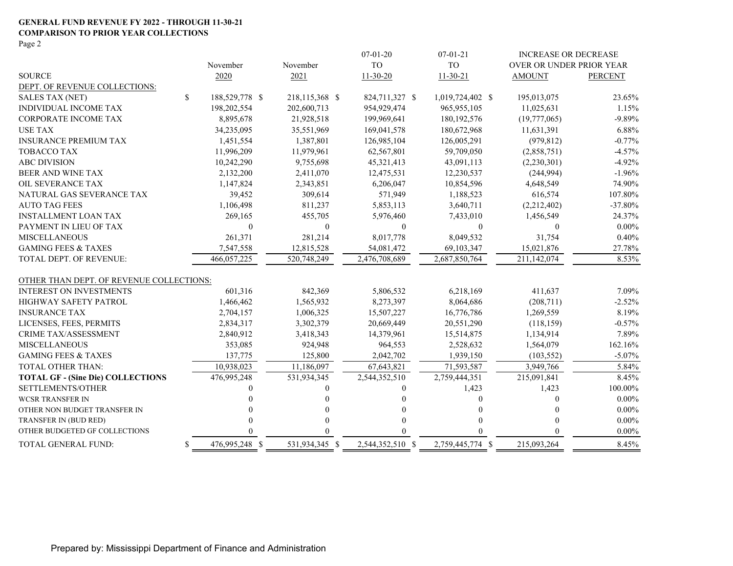**GENERAL FUND REVENUE FY 2022 - THROUGH 11-30-21**
**COMPARISON TO PRIOR YEAR COLLECTIONS**
Page 2

| SOURCE | November 2020 | November 2021 | 07-01-20 TO 11-30-20 | 07-01-21 TO 11-30-21 | INCREASE OR DECREASE OVER OR UNDER PRIOR YEAR AMOUNT | PERCENT |
|---|---|---|---|---|---|---|
| DEPT. OF REVENUE COLLECTIONS: | | | | | | |
| SALES TAX (NET) | $ 188,529,778 | $ 218,115,368 | $ 824,711,327 | $ 1,019,724,402 | $ 195,013,075 | 23.65% |
| INDIVIDUAL INCOME TAX | 198,202,554 | 202,600,713 | 954,929,474 | 965,955,105 | 11,025,631 | 1.15% |
| CORPORATE INCOME TAX | 8,895,678 | 21,928,518 | 199,969,641 | 180,192,576 | (19,777,065) | -9.89% |
| USE TAX | 34,235,095 | 35,551,969 | 169,041,578 | 180,672,968 | 11,631,391 | 6.88% |
| INSURANCE PREMIUM TAX | 1,451,554 | 1,387,801 | 126,985,104 | 126,005,291 | (979,812) | -0.77% |
| TOBACCO TAX | 11,996,209 | 11,979,961 | 62,567,801 | 59,709,050 | (2,858,751) | -4.57% |
| ABC DIVISION | 10,242,290 | 9,755,698 | 45,321,413 | 43,091,113 | (2,230,301) | -4.92% |
| BEER AND WINE TAX | 2,132,200 | 2,411,070 | 12,475,531 | 12,230,537 | (244,994) | -1.96% |
| OIL SEVERANCE TAX | 1,147,824 | 2,343,851 | 6,206,047 | 10,854,596 | 4,648,549 | 74.90% |
| NATURAL GAS SEVERANCE TAX | 39,452 | 309,614 | 571,949 | 1,188,523 | 616,574 | 107.80% |
| AUTO TAG FEES | 1,106,498 | 811,237 | 5,853,113 | 3,640,711 | (2,212,402) | -37.80% |
| INSTALLMENT LOAN TAX | 269,165 | 455,705 | 5,976,460 | 7,433,010 | 1,456,549 | 24.37% |
| PAYMENT IN LIEU OF TAX | 0 | 0 | 0 | 0 | 0 | 0.00% |
| MISCELLANEOUS | 261,371 | 281,214 | 8,017,778 | 8,049,532 | 31,754 | 0.40% |
| GAMING FEES & TAXES | 7,547,558 | 12,815,528 | 54,081,472 | 69,103,347 | 15,021,876 | 27.78% |
| TOTAL DEPT. OF REVENUE: | 466,057,225 | 520,748,249 | 2,476,708,689 | 2,687,850,764 | 211,142,074 | 8.53% |
| OTHER THAN DEPT. OF REVENUE COLLECTIONS: | | | | | | |
| INTEREST ON INVESTMENTS | 601,316 | 842,369 | 5,806,532 | 6,218,169 | 411,637 | 7.09% |
| HIGHWAY SAFETY PATROL | 1,466,462 | 1,565,932 | 8,273,397 | 8,064,686 | (208,711) | -2.52% |
| INSURANCE TAX | 2,704,157 | 1,006,325 | 15,507,227 | 16,776,786 | 1,269,559 | 8.19% |
| LICENSES, FEES, PERMITS | 2,834,317 | 3,302,379 | 20,669,449 | 20,551,290 | (118,159) | -0.57% |
| CRIME TAX/ASSESSMENT | 2,840,912 | 3,418,343 | 14,379,961 | 15,514,875 | 1,134,914 | 7.89% |
| MISCELLANEOUS | 353,085 | 924,948 | 964,553 | 2,528,632 | 1,564,079 | 162.16% |
| GAMING FEES & TAXES | 137,775 | 125,800 | 2,042,702 | 1,939,150 | (103,552) | -5.07% |
| TOTAL OTHER THAN: | 10,938,023 | 11,186,097 | 67,643,821 | 71,593,587 | 3,949,766 | 5.84% |
| **TOTAL GF - (Sine Die) COLLECTIONS** | 476,995,248 | 531,934,345 | 2,544,352,510 | 2,759,444,351 | 215,091,841 | 8.45% |
| SETTLEMENTS/OTHER | 0 | 0 | 0 | 1,423 | 1,423 | 100.00% |
| WCSR TRANSFER IN | 0 | 0 | 0 | 0 | 0 | 0.00% |
| OTHER NON BUDGET TRANSFER IN | 0 | 0 | 0 | 0 | 0 | 0.00% |
| TRANSFER IN (BUD RED) | 0 | 0 | 0 | 0 | 0 | 0.00% |
| OTHER BUDGETED GF COLLECTIONS | 0 | 0 | 0 | 0 | 0 | 0.00% |
| TOTAL GENERAL FUND: | $ 476,995,248 | $ 531,934,345 | $ 2,544,352,510 | $ 2,759,445,774 | $ 215,093,264 | 8.45% |

Prepared by: Mississippi Department of Finance and Administration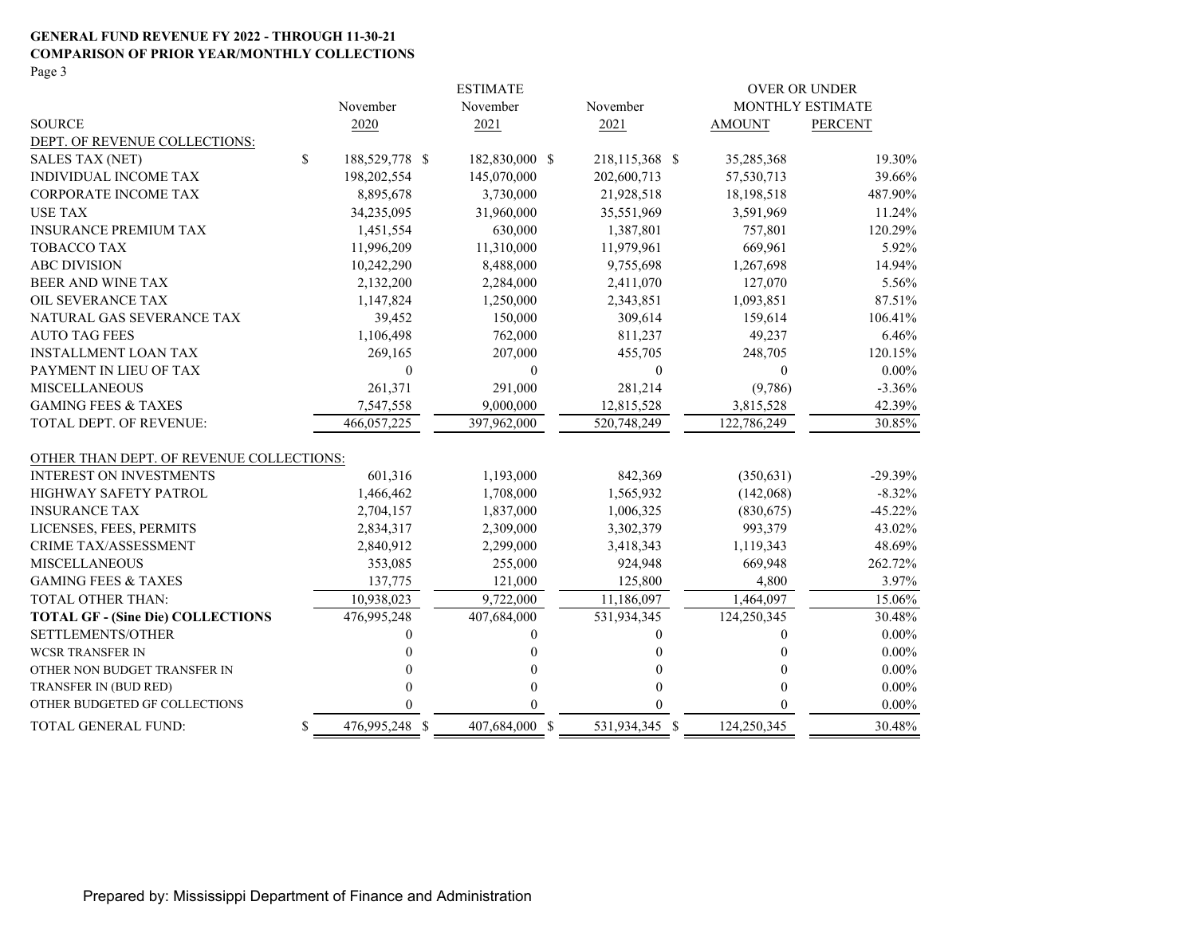**GENERAL FUND REVENUE FY 2022 - THROUGH 11-30-21**
**COMPARISON OF PRIOR YEAR/MONTHLY COLLECTIONS**

| SOURCE | November 2020 | ESTIMATE November 2021 | November 2021 | OVER OR UNDER MONTHLY ESTIMATE AMOUNT | PERCENT |
|---|---|---|---|---|---|
| DEPT. OF REVENUE COLLECTIONS: | | | | | |
| SALES TAX (NET) | $ 188,529,778 | $ 182,830,000 | $ 218,115,368 | $ 35,285,368 | 19.30% |
| INDIVIDUAL INCOME TAX | 198,202,554 | 145,070,000 | 202,600,713 | 57,530,713 | 39.66% |
| CORPORATE INCOME TAX | 8,895,678 | 3,730,000 | 21,928,518 | 18,198,518 | 487.90% |
| USE TAX | 34,235,095 | 31,960,000 | 35,551,969 | 3,591,969 | 11.24% |
| INSURANCE PREMIUM TAX | 1,451,554 | 630,000 | 1,387,801 | 757,801 | 120.29% |
| TOBACCO TAX | 11,996,209 | 11,310,000 | 11,979,961 | 669,961 | 5.92% |
| ABC DIVISION | 10,242,290 | 8,488,000 | 9,755,698 | 1,267,698 | 14.94% |
| BEER AND WINE TAX | 2,132,200 | 2,284,000 | 2,411,070 | 127,070 | 5.56% |
| OIL SEVERANCE TAX | 1,147,824 | 1,250,000 | 2,343,851 | 1,093,851 | 87.51% |
| NATURAL GAS SEVERANCE TAX | 39,452 | 150,000 | 309,614 | 159,614 | 106.41% |
| AUTO TAG FEES | 1,106,498 | 762,000 | 811,237 | 49,237 | 6.46% |
| INSTALLMENT LOAN TAX | 269,165 | 207,000 | 455,705 | 248,705 | 120.15% |
| PAYMENT IN LIEU OF TAX | 0 | 0 | 0 | 0 | 0.00% |
| MISCELLANEOUS | 261,371 | 291,000 | 281,214 | (9,786) | -3.36% |
| GAMING FEES & TAXES | 7,547,558 | 9,000,000 | 12,815,528 | 3,815,528 | 42.39% |
| TOTAL DEPT. OF REVENUE: | 466,057,225 | 397,962,000 | 520,748,249 | 122,786,249 | 30.85% |
| OTHER THAN DEPT. OF REVENUE COLLECTIONS: | | | | | |
| INTEREST ON INVESTMENTS | 601,316 | 1,193,000 | 842,369 | (350,631) | -29.39% |
| HIGHWAY SAFETY PATROL | 1,466,462 | 1,708,000 | 1,565,932 | (142,068) | -8.32% |
| INSURANCE TAX | 2,704,157 | 1,837,000 | 1,006,325 | (830,675) | -45.22% |
| LICENSES, FEES, PERMITS | 2,834,317 | 2,309,000 | 3,302,379 | 993,379 | 43.02% |
| CRIME TAX/ASSESSMENT | 2,840,912 | 2,299,000 | 3,418,343 | 1,119,343 | 48.69% |
| MISCELLANEOUS | 353,085 | 255,000 | 924,948 | 669,948 | 262.72% |
| GAMING FEES & TAXES | 137,775 | 121,000 | 125,800 | 4,800 | 3.97% |
| TOTAL OTHER THAN: | 10,938,023 | 9,722,000 | 11,186,097 | 1,464,097 | 15.06% |
| **TOTAL GF - (Sine Die) COLLECTIONS** | 476,995,248 | 407,684,000 | 531,934,345 | 124,250,345 | 30.48% |
| SETTLEMENTS/OTHER | 0 | 0 | 0 | 0 | 0.00% |
| WCSR TRANSFER IN | 0 | 0 | 0 | 0 | 0.00% |
| OTHER NON BUDGET TRANSFER IN | 0 | 0 | 0 | 0 | 0.00% |
| TRANSFER IN (BUD RED) | 0 | 0 | 0 | 0 | 0.00% |
| OTHER BUDGETED GF COLLECTIONS | 0 | 0 | 0 | 0 | 0.00% |
| TOTAL GENERAL FUND: | $ 476,995,248 | $ 407,684,000 | $ 531,934,345 | $ 124,250,345 | 30.48% |

Prepared by: Mississippi Department of Finance and Administration